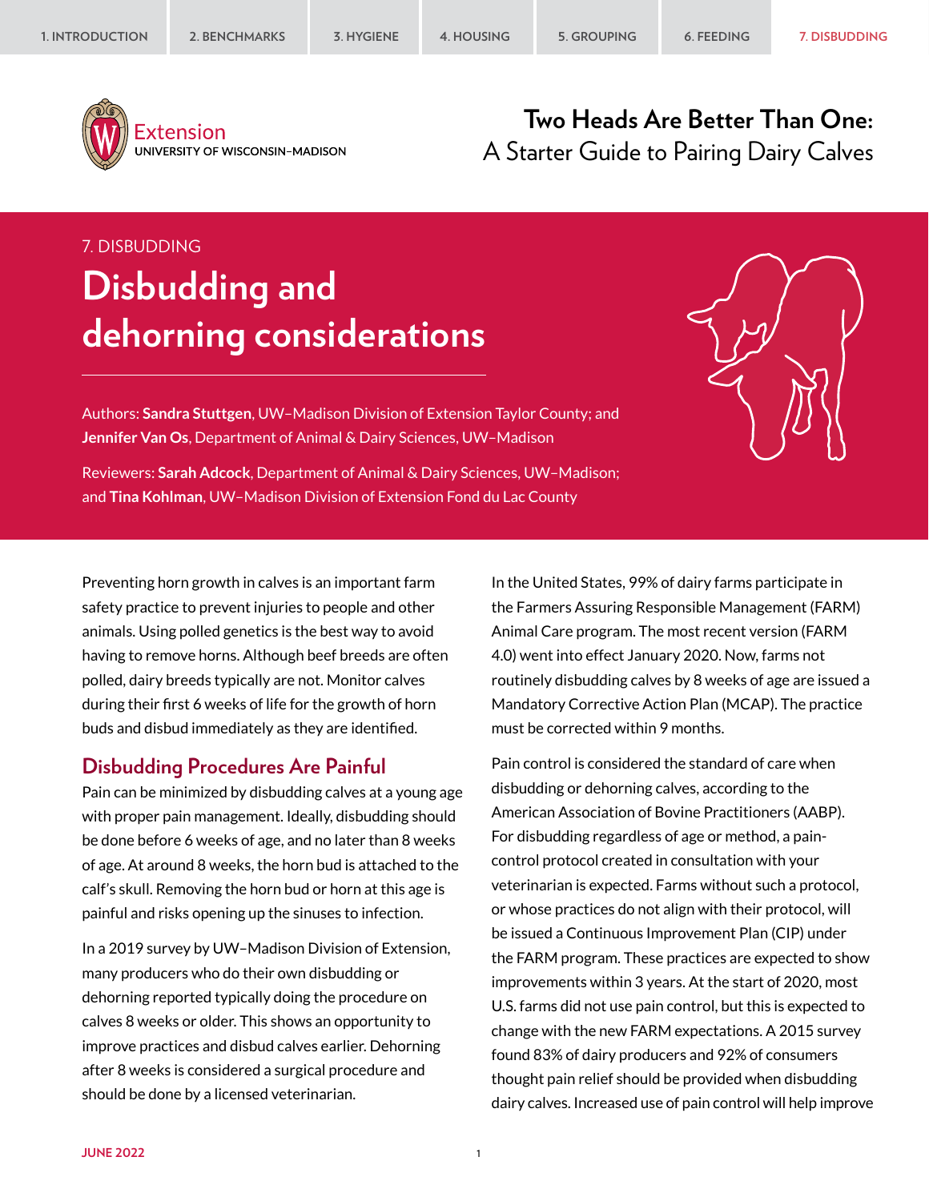Two Heads Are Better Than One:
A Starter Guide to Pairing Dairy Calves

7. DISBUDDING

# Disbudding and dehorning considerations

Authors: **Sandra Stuttgen**, UW–Madison Division of Extension Taylor County; and **Jennifer Van Os**, Department of Animal & Dairy Sciences, UW–Madison

Reviewers: **Sarah Adcock**, Department of Animal & Dairy Sciences, UW–Madison; and **Tina Kohlman**, UW–Madison Division of Extension Fond du Lac County

Preventing horn growth in calves is an important farm safety practice to prevent injuries to people and other animals. Using polled genetics is the best way to avoid having to remove horns. Although beef breeds are often polled, dairy breeds typically are not. Monitor calves during their first 6 weeks of life for the growth of horn buds and disbud immediately as they are identified.

## Disbudding Procedures Are Painful

Pain can be minimized by disbudding calves at a young age with proper pain management. Ideally, disbudding should be done before 6 weeks of age, and no later than 8 weeks of age. At around 8 weeks, the horn bud is attached to the calf's skull. Removing the horn bud or horn at this age is painful and risks opening up the sinuses to infection.

In a 2019 survey by UW–Madison Division of Extension, many producers who do their own disbudding or dehorning reported typically doing the procedure on calves 8 weeks or older. This shows an opportunity to improve practices and disbud calves earlier. Dehorning after 8 weeks is considered a surgical procedure and should be done by a licensed veterinarian.

In the United States, 99% of dairy farms participate in the Farmers Assuring Responsible Management (FARM) Animal Care program. The most recent version (FARM 4.0) went into effect January 2020. Now, farms not routinely disbudding calves by 8 weeks of age are issued a Mandatory Corrective Action Plan (MCAP). The practice must be corrected within 9 months.

Pain control is considered the standard of care when disbudding or dehorning calves, according to the American Association of Bovine Practitioners (AABP). For disbudding regardless of age or method, a pain-control protocol created in consultation with your veterinarian is expected. Farms without such a protocol, or whose practices do not align with their protocol, will be issued a Continuous Improvement Plan (CIP) under the FARM program. These practices are expected to show improvements within 3 years. At the start of 2020, most U.S. farms did not use pain control, but this is expected to change with the new FARM expectations. A 2015 survey found 83% of dairy producers and 92% of consumers thought pain relief should be provided when disbudding dairy calves. Increased use of pain control will help improve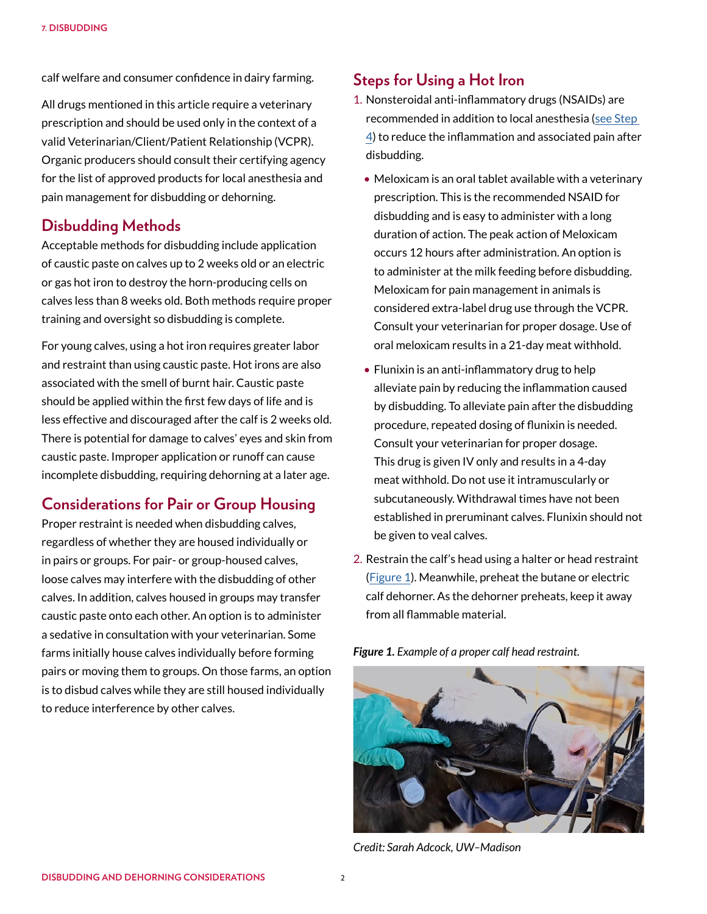calf welfare and consumer confidence in dairy farming.

All drugs mentioned in this article require a veterinary prescription and should be used only in the context of a valid Veterinarian/Client/Patient Relationship (VCPR). Organic producers should consult their certifying agency for the list of approved products for local anesthesia and pain management for disbudding or dehorning.

## Disbudding Methods

Acceptable methods for disbudding include application of caustic paste on calves up to 2 weeks old or an electric or gas hot iron to destroy the horn-producing cells on calves less than 8 weeks old. Both methods require proper training and oversight so disbudding is complete.

For young calves, using a hot iron requires greater labor and restraint than using caustic paste. Hot irons are also associated with the smell of burnt hair. Caustic paste should be applied within the first few days of life and is less effective and discouraged after the calf is 2 weeks old. There is potential for damage to calves' eyes and skin from caustic paste. Improper application or runoff can cause incomplete disbudding, requiring dehorning at a later age.

## Considerations for Pair or Group Housing

Proper restraint is needed when disbudding calves, regardless of whether they are housed individually or in pairs or groups. For pair- or group-housed calves, loose calves may interfere with the disbudding of other calves. In addition, calves housed in groups may transfer caustic paste onto each other. An option is to administer a sedative in consultation with your veterinarian. Some farms initially house calves individually before forming pairs or moving them to groups. On those farms, an option is to disbud calves while they are still housed individually to reduce interference by other calves.

## Steps for Using a Hot Iron

1. Nonsteroidal anti-inflammatory drugs (NSAIDs) are recommended in addition to local anesthesia (see Step 4) to reduce the inflammation and associated pain after disbudding.
   - Meloxicam is an oral tablet available with a veterinary prescription. This is the recommended NSAID for disbudding and is easy to administer with a long duration of action. The peak action of Meloxicam occurs 12 hours after administration. An option is to administer at the milk feeding before disbudding. Meloxicam for pain management in animals is considered extra-label drug use through the VCPR. Consult your veterinarian for proper dosage. Use of oral meloxicam results in a 21-day meat withhold.
   - Flunixin is an anti-inflammatory drug to help alleviate pain by reducing the inflammation caused by disbudding. To alleviate pain after the disbudding procedure, repeated dosing of flunixin is needed. Consult your veterinarian for proper dosage. This drug is given IV only and results in a 4-day meat withhold. Do not use it intramuscularly or subcutaneously. Withdrawal times have not been established in preruminant calves. Flunixin should not be given to veal calves.
2. Restrain the calf's head using a halter or head restraint (Figure 1). Meanwhile, preheat the butane or electric calf dehorner. As the dehorner preheats, keep it away from all flammable material.

***Figure 1.*** *Example of a proper calf head restraint.*

*Credit: Sarah Adcock, UW–Madison*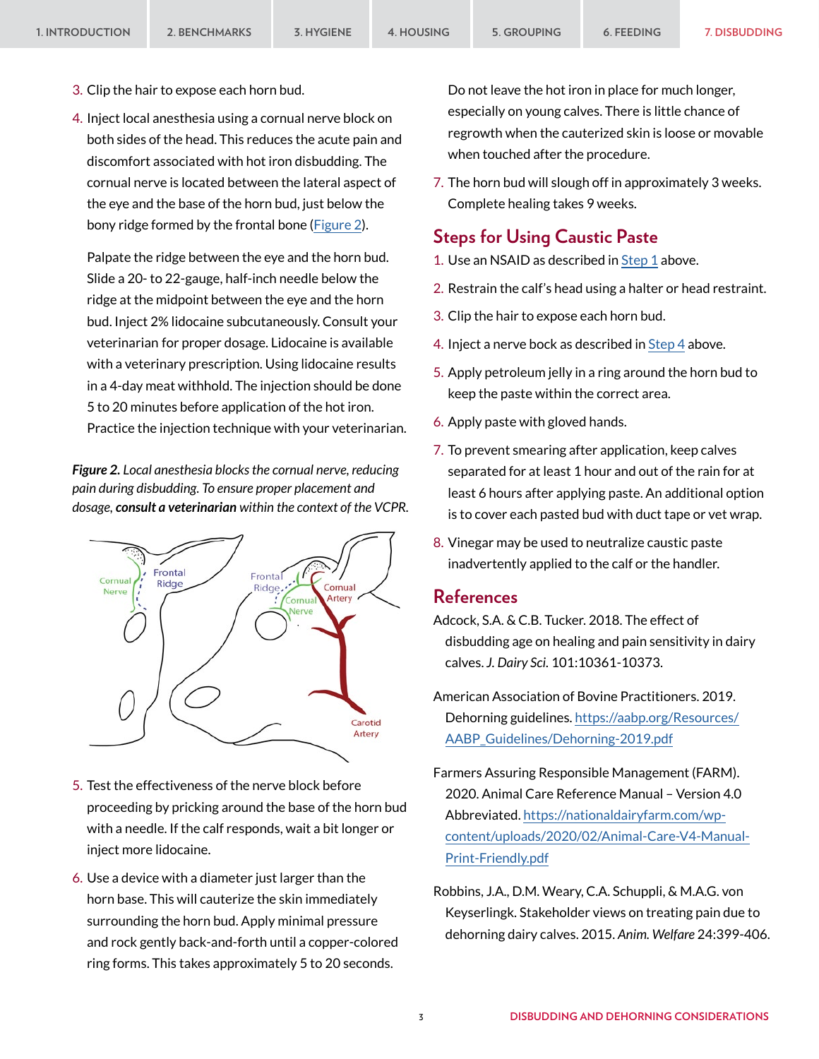3. Clip the hair to expose each horn bud.

4. Inject local anesthesia using a cornual nerve block on both sides of the head. This reduces the acute pain and discomfort associated with hot iron disbudding. The cornual nerve is located between the lateral aspect of the eye and the base of the horn bud, just below the bony ridge formed by the frontal bone (Figure 2).

   Palpate the ridge between the eye and the horn bud. Slide a 20- to 22-gauge, half-inch needle below the ridge at the midpoint between the eye and the horn bud. Inject 2% lidocaine subcutaneously. Consult your veterinarian for proper dosage. Lidocaine is available with a veterinary prescription. Using lidocaine results in a 4-day meat withhold. The injection should be done 5 to 20 minutes before application of the hot iron. Practice the injection technique with your veterinarian.

***Figure 2.*** *Local anesthesia blocks the cornual nerve, reducing pain during disbudding. To ensure proper placement and dosage,* ***consult a veterinarian*** *within the context of the VCPR.*

5. Test the effectiveness of the nerve block before proceeding by pricking around the base of the horn bud with a needle. If the calf responds, wait a bit longer or inject more lidocaine.

6. Use a device with a diameter just larger than the horn base. This will cauterize the skin immediately surrounding the horn bud. Apply minimal pressure and rock gently back-and-forth until a copper-colored ring forms. This takes approximately 5 to 20 seconds. Do not leave the hot iron in place for much longer, especially on young calves. There is little chance of regrowth when the cauterized skin is loose or movable when touched after the procedure.

7. The horn bud will slough off in approximately 3 weeks. Complete healing takes 9 weeks.

## Steps for Using Caustic Paste

1. Use an NSAID as described in Step 1 above.
2. Restrain the calf's head using a halter or head restraint.
3. Clip the hair to expose each horn bud.
4. Inject a nerve bock as described in Step 4 above.
5. Apply petroleum jelly in a ring around the horn bud to keep the paste within the correct area.
6. Apply paste with gloved hands.
7. To prevent smearing after application, keep calves separated for at least 1 hour and out of the rain for at least 6 hours after applying paste. An additional option is to cover each pasted bud with duct tape or vet wrap.
8. Vinegar may be used to neutralize caustic paste inadvertently applied to the calf or the handler.

## References

Adcock, S.A. & C.B. Tucker. 2018. The effect of disbudding age on healing and pain sensitivity in dairy calves. *J. Dairy Sci.* 101:10361-10373.

American Association of Bovine Practitioners. 2019. Dehorning guidelines. https://aabp.org/Resources/AABP_Guidelines/Dehorning-2019.pdf

Farmers Assuring Responsible Management (FARM). 2020. Animal Care Reference Manual – Version 4.0 Abbreviated. https://nationaldairyfarm.com/wp-content/uploads/2020/02/Animal-Care-V4-Manual-Print-Friendly.pdf

Robbins, J.A., D.M. Weary, C.A. Schuppli, & M.A.G. von Keyserlingk. Stakeholder views on treating pain due to dehorning dairy calves. 2015. *Anim. Welfare* 24:399-406.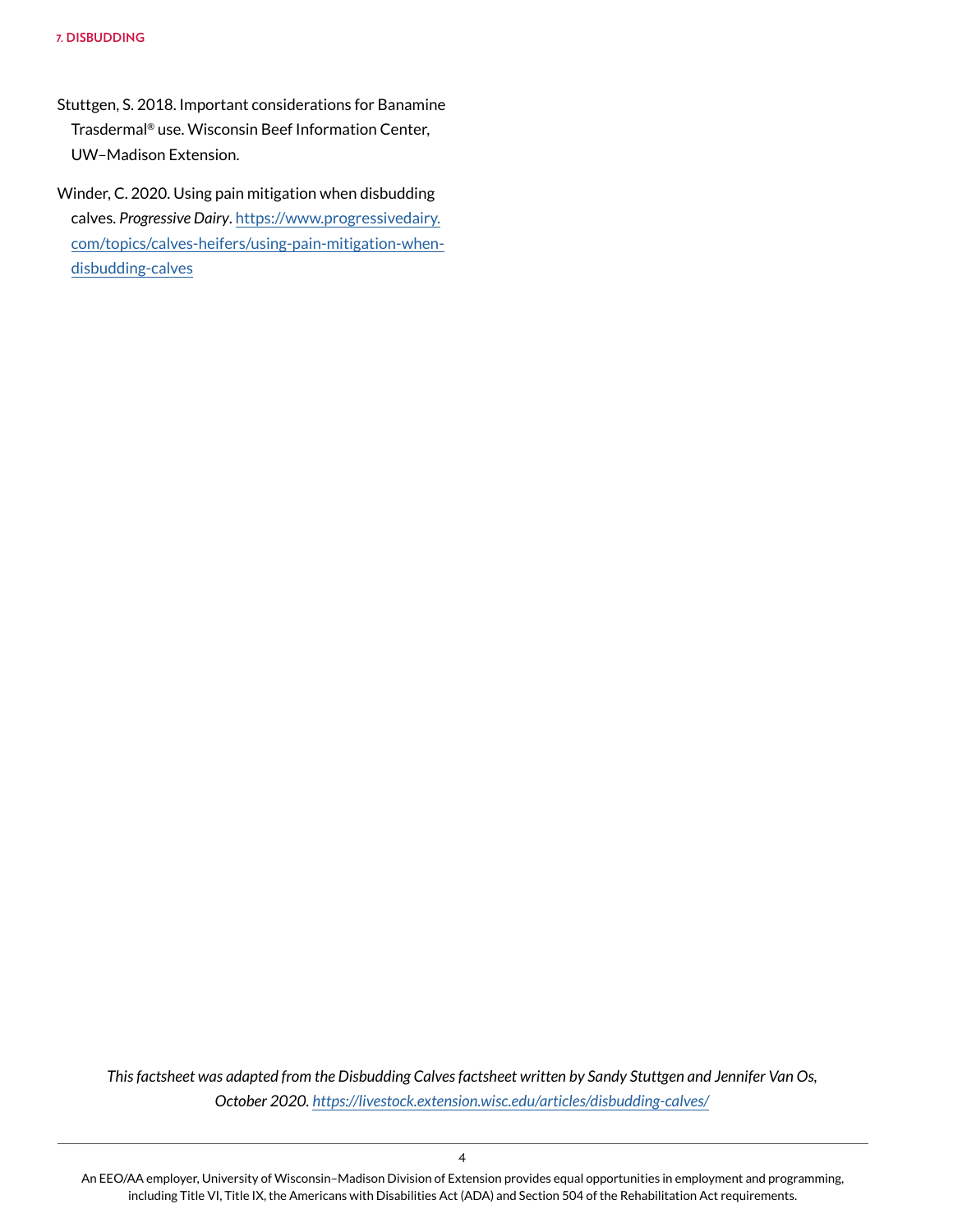Stuttgen, S. 2018. Important considerations for Banamine Trasdermal® use. Wisconsin Beef Information Center, UW–Madison Extension.

Winder, C. 2020. Using pain mitigation when disbudding calves. *Progressive Dairy*. https://www.progressivedairy.com/topics/calves-heifers/using-pain-mitigation-when-disbudding-calves

*This factsheet was adapted from the Disbudding Calves factsheet written by Sandy Stuttgen and Jennifer Van Os, October 2020. https://livestock.extension.wisc.edu/articles/disbudding-calves/*

An EEO/AA employer, University of Wisconsin–Madison Division of Extension provides equal opportunities in employment and programming, including Title VI, Title IX, the Americans with Disabilities Act (ADA) and Section 504 of the Rehabilitation Act requirements.